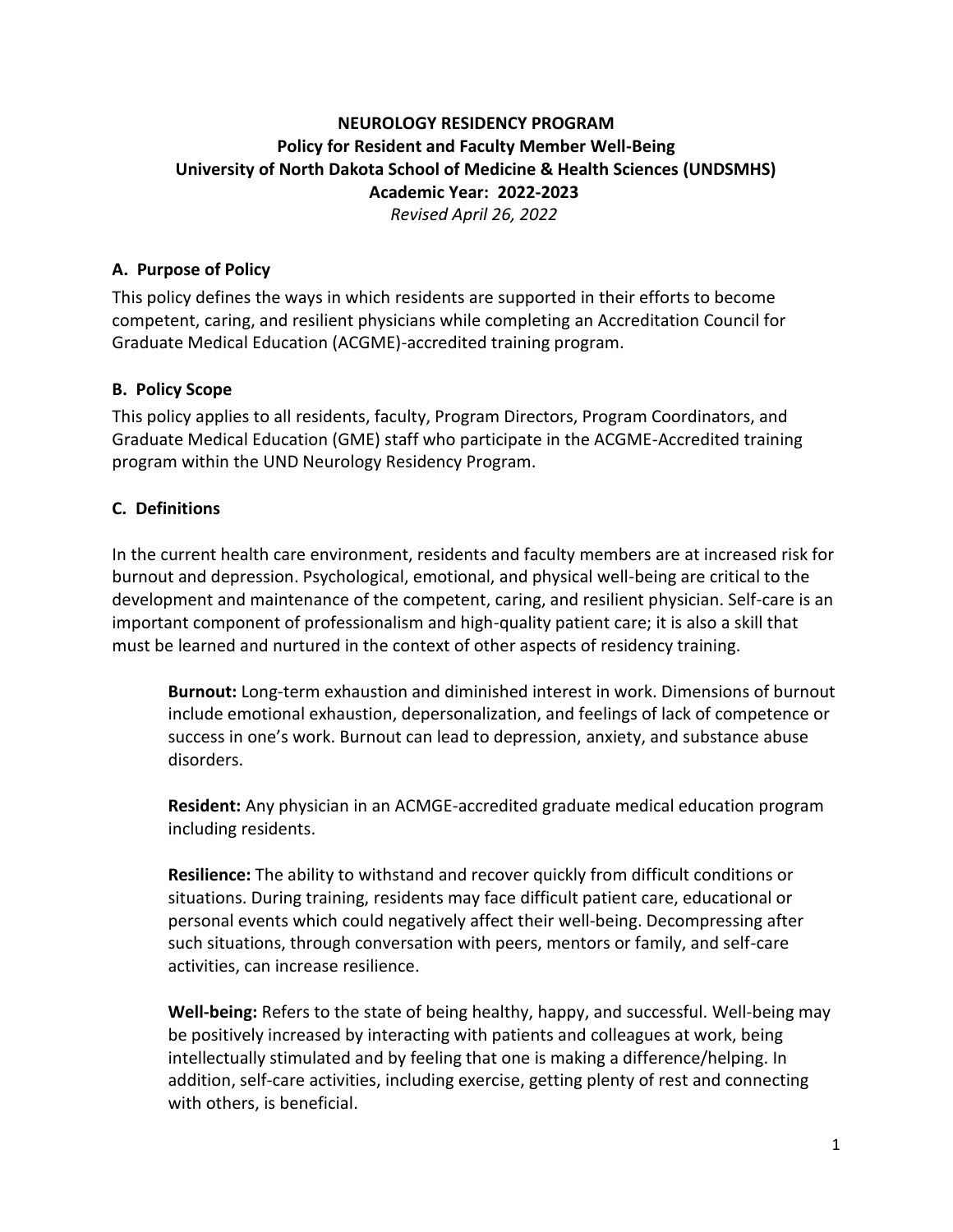**NEUROLOGY RESIDENCY PROGRAM**
**Policy for Resident and Faculty Member Well-Being**
**University of North Dakota School of Medicine & Health Sciences (UNDSMHS)**
**Academic Year: 2022-2023**
*Revised April 26, 2022*

## A. Purpose of Policy

This policy defines the ways in which residents are supported in their efforts to become competent, caring, and resilient physicians while completing an Accreditation Council for Graduate Medical Education (ACGME)-accredited training program.

## B. Policy Scope

This policy applies to all residents, faculty, Program Directors, Program Coordinators, and Graduate Medical Education (GME) staff who participate in the ACGME-Accredited training program within the UND Neurology Residency Program.

## C. Definitions

In the current health care environment, residents and faculty members are at increased risk for burnout and depression. Psychological, emotional, and physical well-being are critical to the development and maintenance of the competent, caring, and resilient physician. Self-care is an important component of professionalism and high-quality patient care; it is also a skill that must be learned and nurtured in the context of other aspects of residency training.

> **Burnout:** Long-term exhaustion and diminished interest in work. Dimensions of burnout include emotional exhaustion, depersonalization, and feelings of lack of competence or success in one's work. Burnout can lead to depression, anxiety, and substance abuse disorders.
>
> **Resident:** Any physician in an ACMGE-accredited graduate medical education program including residents.
>
> **Resilience:** The ability to withstand and recover quickly from difficult conditions or situations. During training, residents may face difficult patient care, educational or personal events which could negatively affect their well-being. Decompressing after such situations, through conversation with peers, mentors or family, and self-care activities, can increase resilience.
>
> **Well-being:** Refers to the state of being healthy, happy, and successful. Well-being may be positively increased by interacting with patients and colleagues at work, being intellectually stimulated and by feeling that one is making a difference/helping. In addition, self-care activities, including exercise, getting plenty of rest and connecting with others, is beneficial.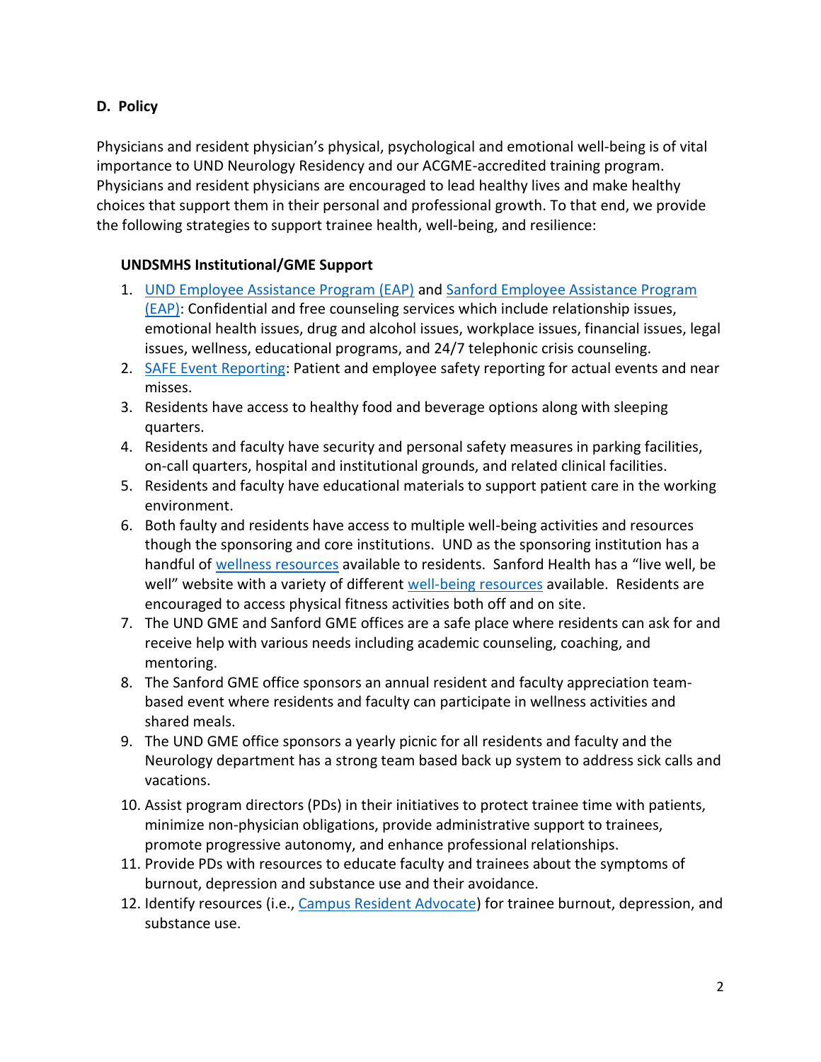### D. Policy

Physicians and resident physician's physical, psychological and emotional well-being is of vital importance to UND Neurology Residency and our ACGME-accredited training program. Physicians and resident physicians are encouraged to lead healthy lives and make healthy choices that support them in their personal and professional growth. To that end, we provide the following strategies to support trainee health, well-being, and resilience:

#### UNDSMHS Institutional/GME Support

1. UND Employee Assistance Program (EAP) and Sanford Employee Assistance Program (EAP): Confidential and free counseling services which include relationship issues, emotional health issues, drug and alcohol issues, workplace issues, financial issues, legal issues, wellness, educational programs, and 24/7 telephonic crisis counseling.
2. SAFE Event Reporting: Patient and employee safety reporting for actual events and near misses.
3. Residents have access to healthy food and beverage options along with sleeping quarters.
4. Residents and faculty have security and personal safety measures in parking facilities, on-call quarters, hospital and institutional grounds, and related clinical facilities.
5. Residents and faculty have educational materials to support patient care in the working environment.
6. Both faulty and residents have access to multiple well-being activities and resources though the sponsoring and core institutions. UND as the sponsoring institution has a handful of wellness resources available to residents. Sanford Health has a "live well, be well" website with a variety of different well-being resources available. Residents are encouraged to access physical fitness activities both off and on site.
7. The UND GME and Sanford GME offices are a safe place where residents can ask for and receive help with various needs including academic counseling, coaching, and mentoring.
8. The Sanford GME office sponsors an annual resident and faculty appreciation team-based event where residents and faculty can participate in wellness activities and shared meals.
9. The UND GME office sponsors a yearly picnic for all residents and faculty and the Neurology department has a strong team based back up system to address sick calls and vacations.
10. Assist program directors (PDs) in their initiatives to protect trainee time with patients, minimize non-physician obligations, provide administrative support to trainees, promote progressive autonomy, and enhance professional relationships.
11. Provide PDs with resources to educate faculty and trainees about the symptoms of burnout, depression and substance use and their avoidance.
12. Identify resources (i.e., Campus Resident Advocate) for trainee burnout, depression, and substance use.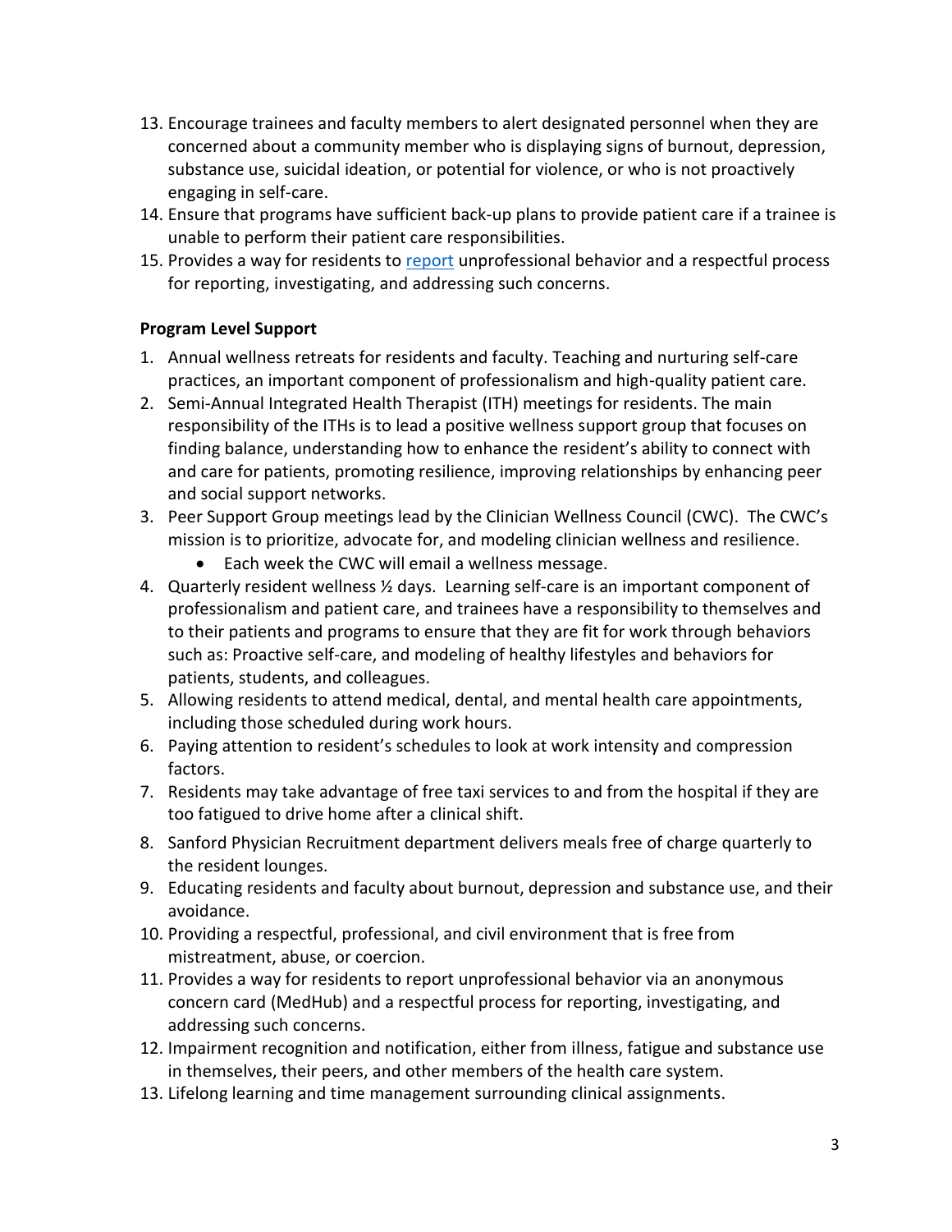13. Encourage trainees and faculty members to alert designated personnel when they are concerned about a community member who is displaying signs of burnout, depression, substance use, suicidal ideation, or potential for violence, or who is not proactively engaging in self-care.
14. Ensure that programs have sufficient back-up plans to provide patient care if a trainee is unable to perform their patient care responsibilities.
15. Provides a way for residents to report unprofessional behavior and a respectful process for reporting, investigating, and addressing such concerns.

**Program Level Support**

1. Annual wellness retreats for residents and faculty. Teaching and nurturing self-care practices, an important component of professionalism and high-quality patient care.
2. Semi-Annual Integrated Health Therapist (ITH) meetings for residents. The main responsibility of the ITHs is to lead a positive wellness support group that focuses on finding balance, understanding how to enhance the resident's ability to connect with and care for patients, promoting resilience, improving relationships by enhancing peer and social support networks.
3. Peer Support Group meetings lead by the Clinician Wellness Council (CWC). The CWC's mission is to prioritize, advocate for, and modeling clinician wellness and resilience.
    - Each week the CWC will email a wellness message.
4. Quarterly resident wellness ½ days. Learning self-care is an important component of professionalism and patient care, and trainees have a responsibility to themselves and to their patients and programs to ensure that they are fit for work through behaviors such as: Proactive self-care, and modeling of healthy lifestyles and behaviors for patients, students, and colleagues.
5. Allowing residents to attend medical, dental, and mental health care appointments, including those scheduled during work hours.
6. Paying attention to resident's schedules to look at work intensity and compression factors.
7. Residents may take advantage of free taxi services to and from the hospital if they are too fatigued to drive home after a clinical shift.
8. Sanford Physician Recruitment department delivers meals free of charge quarterly to the resident lounges.
9. Educating residents and faculty about burnout, depression and substance use, and their avoidance.
10. Providing a respectful, professional, and civil environment that is free from mistreatment, abuse, or coercion.
11. Provides a way for residents to report unprofessional behavior via an anonymous concern card (MedHub) and a respectful process for reporting, investigating, and addressing such concerns.
12. Impairment recognition and notification, either from illness, fatigue and substance use in themselves, their peers, and other members of the health care system.
13. Lifelong learning and time management surrounding clinical assignments.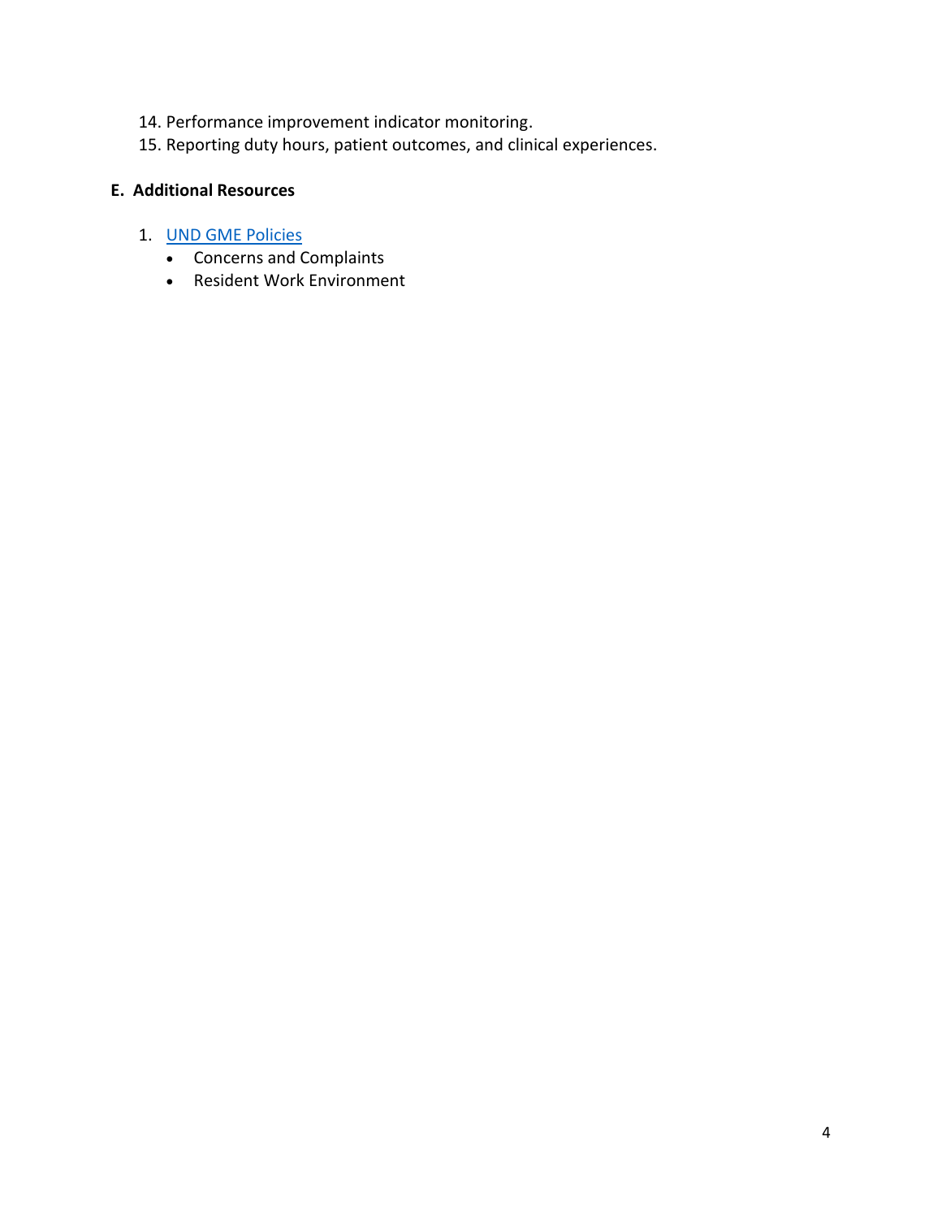14. Performance improvement indicator monitoring.
15. Reporting duty hours, patient outcomes, and clinical experiences.

## E. Additional Resources

1. UND GME Policies
   - Concerns and Complaints
   - Resident Work Environment